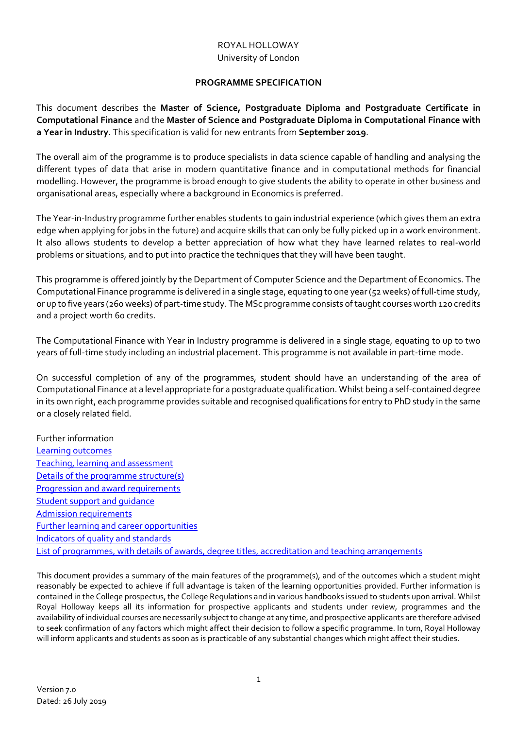ROYAL HOLLOWAY
University of London

**PROGRAMME SPECIFICATION**

This document describes the **Master of Science, Postgraduate Diploma and Postgraduate Certificate in Computational Finance** and the **Master of Science and Postgraduate Diploma in Computational Finance with a Year in Industry**. This specification is valid for new entrants from **September 2019**.

The overall aim of the programme is to produce specialists in data science capable of handling and analysing the different types of data that arise in modern quantitative finance and in computational methods for financial modelling. However, the programme is broad enough to give students the ability to operate in other business and organisational areas, especially where a background in Economics is preferred.

The Year-in-Industry programme further enables students to gain industrial experience (which gives them an extra edge when applying for jobs in the future) and acquire skills that can only be fully picked up in a work environment. It also allows students to develop a better appreciation of how what they have learned relates to real-world problems or situations, and to put into practice the techniques that they will have been taught.

This programme is offered jointly by the Department of Computer Science and the Department of Economics. The Computational Finance programme is delivered in a single stage, equating to one year (52 weeks) of full-time study, or up to five years (260 weeks) of part-time study. The MSc programme consists of taught courses worth 120 credits and a project worth 60 credits.

The Computational Finance with Year in Industry programme is delivered in a single stage, equating to up to two years of full-time study including an industrial placement. This programme is not available in part-time mode.

On successful completion of any of the programmes, student should have an understanding of the area of Computational Finance at a level appropriate for a postgraduate qualification. Whilst being a self-contained degree in its own right, each programme provides suitable and recognised qualifications for entry to PhD study in the same or a closely related field.

Further information
Learning outcomes
Teaching, learning and assessment
Details of the programme structure(s)
Progression and award requirements
Student support and guidance
Admission requirements
Further learning and career opportunities
Indicators of quality and standards
List of programmes, with details of awards, degree titles, accreditation and teaching arrangements

This document provides a summary of the main features of the programme(s), and of the outcomes which a student might reasonably be expected to achieve if full advantage is taken of the learning opportunities provided. Further information is contained in the College prospectus, the College Regulations and in various handbooks issued to students upon arrival. Whilst Royal Holloway keeps all its information for prospective applicants and students under review, programmes and the availability of individual courses are necessarily subject to change at any time, and prospective applicants are therefore advised to seek confirmation of any factors which might affect their decision to follow a specific programme. In turn, Royal Holloway will inform applicants and students as soon as is practicable of any substantial changes which might affect their studies.

Version 7.0
Dated: 26 July 2019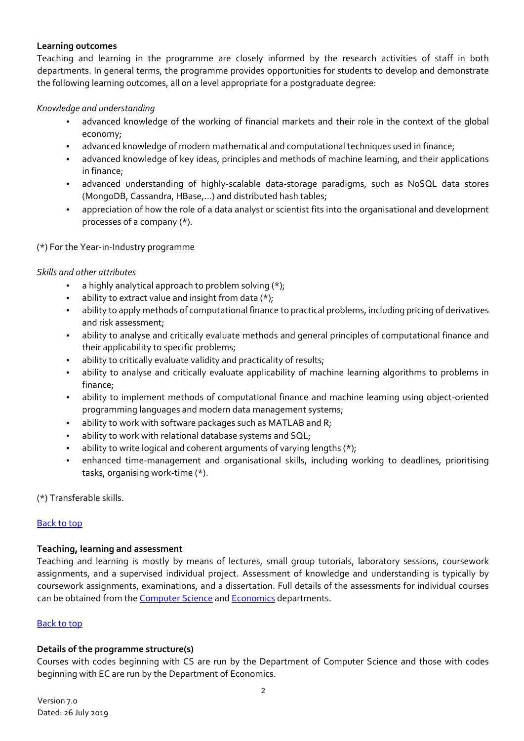**Learning outcomes**

Teaching and learning in the programme are closely informed by the research activities of staff in both departments. In general terms, the programme provides opportunities for students to develop and demonstrate the following learning outcomes, all on a level appropriate for a postgraduate degree:

*Knowledge and understanding*

- advanced knowledge of the working of financial markets and their role in the context of the global economy;
- advanced knowledge of modern mathematical and computational techniques used in finance;
- advanced knowledge of key ideas, principles and methods of machine learning, and their applications in finance;
- advanced understanding of highly-scalable data-storage paradigms, such as NoSQL data stores (MongoDB, Cassandra, HBase,…) and distributed hash tables;
- appreciation of how the role of a data analyst or scientist fits into the organisational and development processes of a company (*).

(*) For the Year-in-Industry programme

*Skills and other attributes*

- a highly analytical approach to problem solving (*);
- ability to extract value and insight from data (*);
- ability to apply methods of computational finance to practical problems, including pricing of derivatives and risk assessment;
- ability to analyse and critically evaluate methods and general principles of computational finance and their applicability to specific problems;
- ability to critically evaluate validity and practicality of results;
- ability to analyse and critically evaluate applicability of machine learning algorithms to problems in finance;
- ability to implement methods of computational finance and machine learning using object-oriented programming languages and modern data management systems;
- ability to work with software packages such as MATLAB and R;
- ability to work with relational database systems and SQL;
- ability to write logical and coherent arguments of varying lengths (*);
- enhanced time-management and organisational skills, including working to deadlines, prioritising tasks, organising work-time (*).

(*) Transferable skills.

Back to top

**Teaching, learning and assessment**

Teaching and learning is mostly by means of lectures, small group tutorials, laboratory sessions, coursework assignments, and a supervised individual project. Assessment of knowledge and understanding is typically by coursework assignments, examinations, and a dissertation. Full details of the assessments for individual courses can be obtained from the Computer Science and Economics departments.

Back to top

**Details of the programme structure(s)**

Courses with codes beginning with CS are run by the Department of Computer Science and those with codes beginning with EC are run by the Department of Economics.

Version 7.0
Dated: 26 July 2019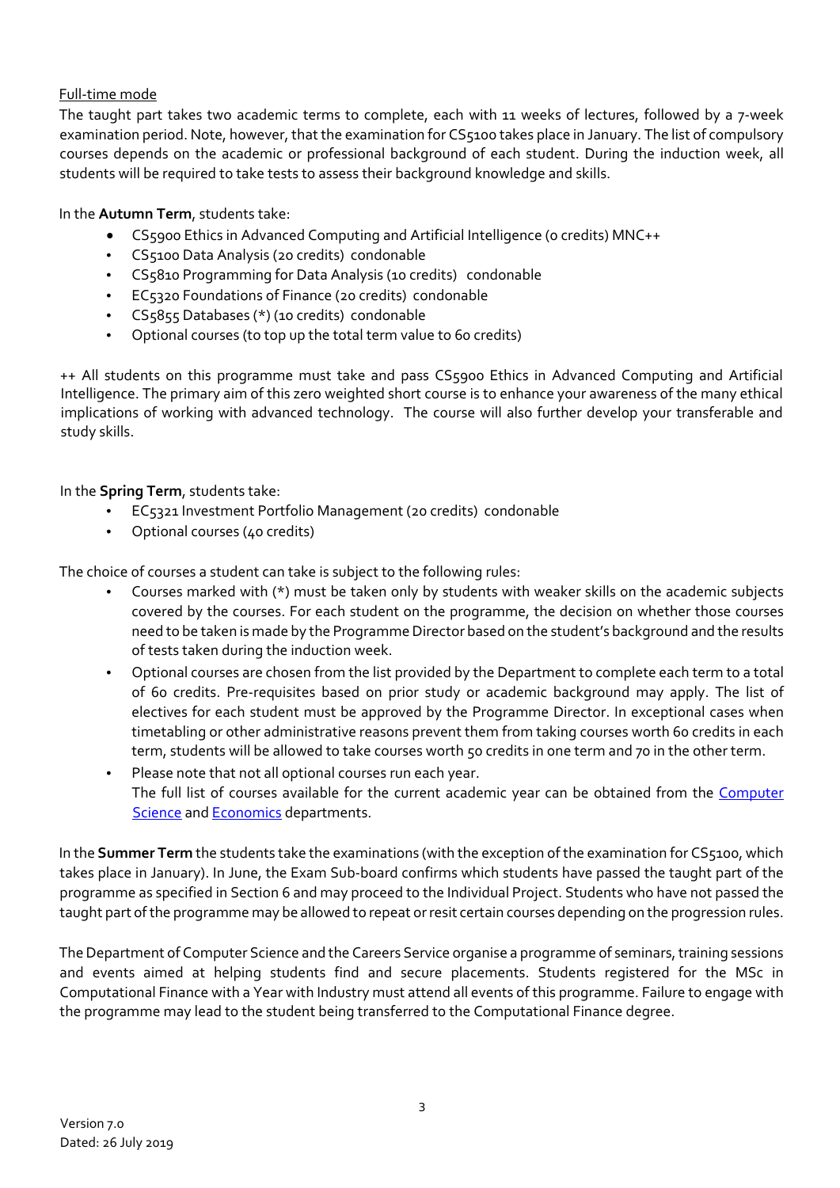Full-time mode

The taught part takes two academic terms to complete, each with 11 weeks of lectures, followed by a 7-week examination period. Note, however, that the examination for CS5100 takes place in January. The list of compulsory courses depends on the academic or professional background of each student. During the induction week, all students will be required to take tests to assess their background knowledge and skills.

In the **Autumn Term**, students take:

- CS5900 Ethics in Advanced Computing and Artificial Intelligence (0 credits) MNC++
- CS5100 Data Analysis (20 credits) condonable
- CS5810 Programming for Data Analysis (10 credits) condonable
- EC5320 Foundations of Finance (20 credits) condonable
- CS5855 Databases (*) (10 credits) condonable
- Optional courses (to top up the total term value to 60 credits)

++ All students on this programme must take and pass CS5900 Ethics in Advanced Computing and Artificial Intelligence. The primary aim of this zero weighted short course is to enhance your awareness of the many ethical implications of working with advanced technology. The course will also further develop your transferable and study skills.

In the **Spring Term**, students take:

- EC5321 Investment Portfolio Management (20 credits) condonable
- Optional courses (40 credits)

The choice of courses a student can take is subject to the following rules:

- Courses marked with (*) must be taken only by students with weaker skills on the academic subjects covered by the courses. For each student on the programme, the decision on whether those courses need to be taken is made by the Programme Director based on the student's background and the results of tests taken during the induction week.
- Optional courses are chosen from the list provided by the Department to complete each term to a total of 60 credits. Pre-requisites based on prior study or academic background may apply. The list of electives for each student must be approved by the Programme Director. In exceptional cases when timetabling or other administrative reasons prevent them from taking courses worth 60 credits in each term, students will be allowed to take courses worth 50 credits in one term and 70 in the other term.
- Please note that not all optional courses run each year.
  The full list of courses available for the current academic year can be obtained from the Computer Science and Economics departments.

In the **Summer Term** the students take the examinations (with the exception of the examination for CS5100, which takes place in January). In June, the Exam Sub-board confirms which students have passed the taught part of the programme as specified in Section 6 and may proceed to the Individual Project. Students who have not passed the taught part of the programme may be allowed to repeat or resit certain courses depending on the progression rules.

The Department of Computer Science and the Careers Service organise a programme of seminars, training sessions and events aimed at helping students find and secure placements. Students registered for the MSc in Computational Finance with a Year with Industry must attend all events of this programme. Failure to engage with the programme may lead to the student being transferred to the Computational Finance degree.

Version 7.0
Dated: 26 July 2019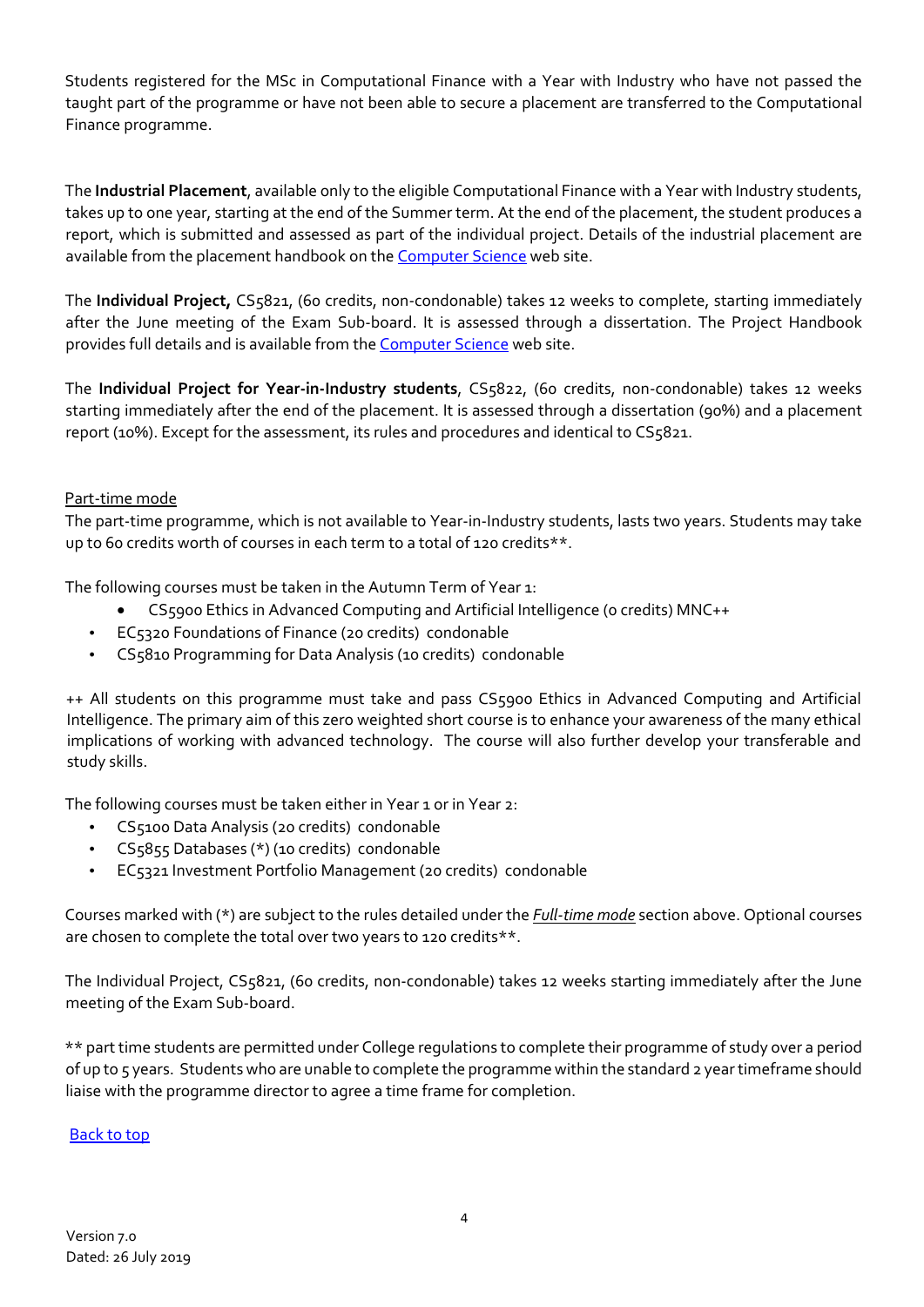Students registered for the MSc in Computational Finance with a Year with Industry who have not passed the taught part of the programme or have not been able to secure a placement are transferred to the Computational Finance programme.

The **Industrial Placement**, available only to the eligible Computational Finance with a Year with Industry students, takes up to one year, starting at the end of the Summer term. At the end of the placement, the student produces a report, which is submitted and assessed as part of the individual project. Details of the industrial placement are available from the placement handbook on the [Computer Science](#) web site.

The **Individual Project,** CS5821, (60 credits, non-condonable) takes 12 weeks to complete, starting immediately after the June meeting of the Exam Sub-board. It is assessed through a dissertation. The Project Handbook provides full details and is available from the [Computer Science](#) web site.

The **Individual Project for Year-in-Industry students**, CS5822, (60 credits, non-condonable) takes 12 weeks starting immediately after the end of the placement. It is assessed through a dissertation (90%) and a placement report (10%). Except for the assessment, its rules and procedures and identical to CS5821.

Part-time mode

The part-time programme, which is not available to Year-in-Industry students, lasts two years. Students may take up to 60 credits worth of courses in each term to a total of 120 credits**.

The following courses must be taken in the Autumn Term of Year 1:

- CS5900 Ethics in Advanced Computing and Artificial Intelligence (0 credits) MNC++
- EC5320 Foundations of Finance (20 credits) condonable
- CS5810 Programming for Data Analysis (10 credits) condonable

++ All students on this programme must take and pass CS5900 Ethics in Advanced Computing and Artificial Intelligence. The primary aim of this zero weighted short course is to enhance your awareness of the many ethical implications of working with advanced technology. The course will also further develop your transferable and study skills.

The following courses must be taken either in Year 1 or in Year 2:

- CS5100 Data Analysis (20 credits) condonable
- CS5855 Databases (*) (10 credits) condonable
- EC5321 Investment Portfolio Management (20 credits) condonable

Courses marked with (*) are subject to the rules detailed under the ***Full-time mode*** section above. Optional courses are chosen to complete the total over two years to 120 credits**.

The Individual Project, CS5821, (60 credits, non-condonable) takes 12 weeks starting immediately after the June meeting of the Exam Sub-board.

** part time students are permitted under College regulations to complete their programme of study over a period of up to 5 years. Students who are unable to complete the programme within the standard 2 year timeframe should liaise with the programme director to agree a time frame for completion.

[Back to top](#)

Version 7.0
Dated: 26 July 2019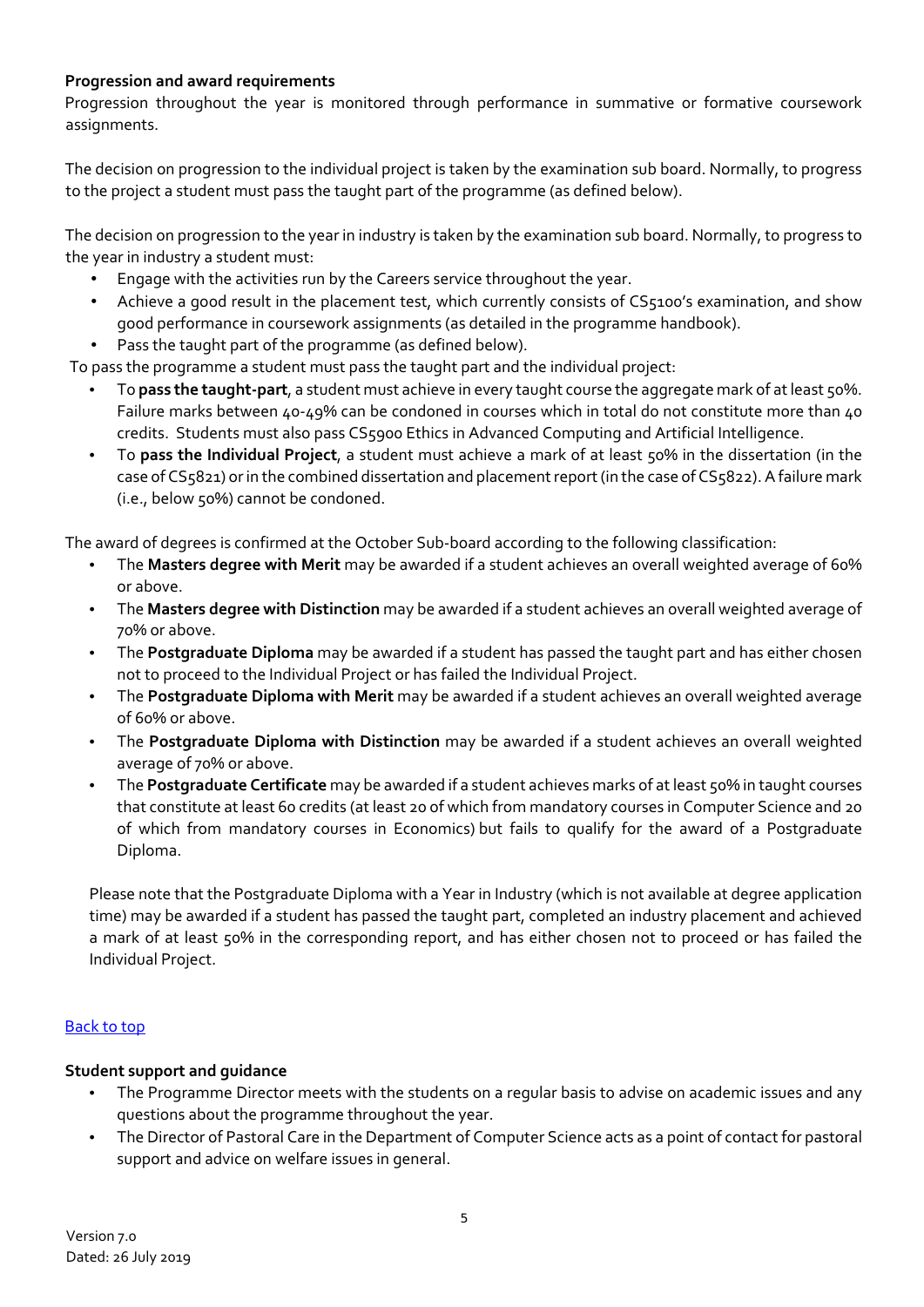**Progression and award requirements**

Progression throughout the year is monitored through performance in summative or formative coursework assignments.

The decision on progression to the individual project is taken by the examination sub board. Normally, to progress to the project a student must pass the taught part of the programme (as defined below).

The decision on progression to the year in industry is taken by the examination sub board. Normally, to progress to the year in industry a student must:

- Engage with the activities run by the Careers service throughout the year.
- Achieve a good result in the placement test, which currently consists of CS5100's examination, and show good performance in coursework assignments (as detailed in the programme handbook).
- Pass the taught part of the programme (as defined below).

To pass the programme a student must pass the taught part and the individual project:

- To **pass the taught-part**, a student must achieve in every taught course the aggregate mark of at least 50%. Failure marks between 40-49% can be condoned in courses which in total do not constitute more than 40 credits. Students must also pass CS5900 Ethics in Advanced Computing and Artificial Intelligence.
- To **pass the Individual Project**, a student must achieve a mark of at least 50% in the dissertation (in the case of CS5821) or in the combined dissertation and placement report (in the case of CS5822). A failure mark (i.e., below 50%) cannot be condoned.

The award of degrees is confirmed at the October Sub-board according to the following classification:

- The **Masters degree with Merit** may be awarded if a student achieves an overall weighted average of 60% or above.
- The **Masters degree with Distinction** may be awarded if a student achieves an overall weighted average of 70% or above.
- The **Postgraduate Diploma** may be awarded if a student has passed the taught part and has either chosen not to proceed to the Individual Project or has failed the Individual Project.
- The **Postgraduate Diploma with Merit** may be awarded if a student achieves an overall weighted average of 60% or above.
- The **Postgraduate Diploma with Distinction** may be awarded if a student achieves an overall weighted average of 70% or above.
- The **Postgraduate Certificate** may be awarded if a student achieves marks of at least 50% in taught courses that constitute at least 60 credits (at least 20 of which from mandatory courses in Computer Science and 20 of which from mandatory courses in Economics) but fails to qualify for the award of a Postgraduate Diploma.

Please note that the Postgraduate Diploma with a Year in Industry (which is not available at degree application time) may be awarded if a student has passed the taught part, completed an industry placement and achieved a mark of at least 50% in the corresponding report, and has either chosen not to proceed or has failed the Individual Project.

Back to top

**Student support and guidance**

- The Programme Director meets with the students on a regular basis to advise on academic issues and any questions about the programme throughout the year.
- The Director of Pastoral Care in the Department of Computer Science acts as a point of contact for pastoral support and advice on welfare issues in general.

Version 7.0
Dated: 26 July 2019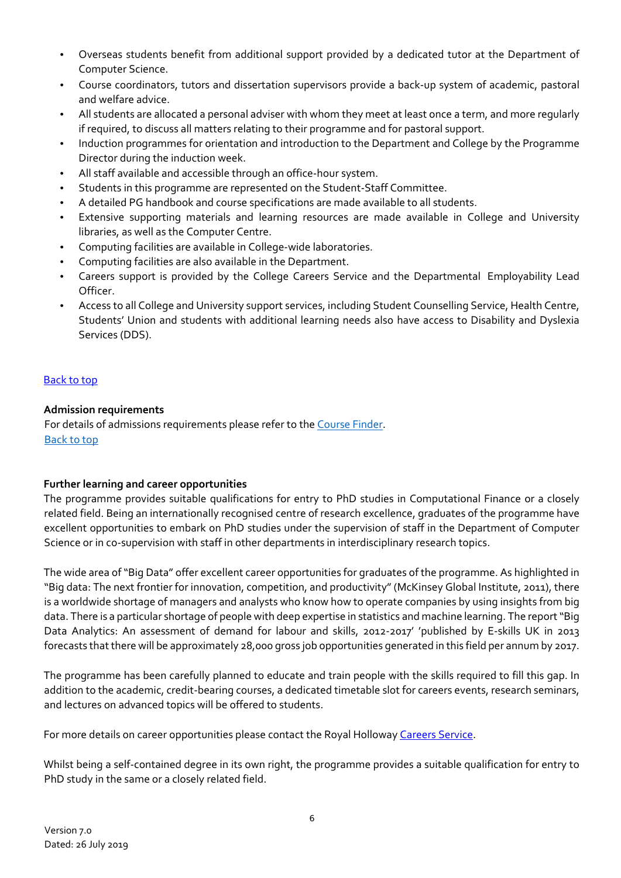- Overseas students benefit from additional support provided by a dedicated tutor at the Department of Computer Science.
- Course coordinators, tutors and dissertation supervisors provide a back-up system of academic, pastoral and welfare advice.
- All students are allocated a personal adviser with whom they meet at least once a term, and more regularly if required, to discuss all matters relating to their programme and for pastoral support.
- Induction programmes for orientation and introduction to the Department and College by the Programme Director during the induction week.
- All staff available and accessible through an office-hour system.
- Students in this programme are represented on the Student-Staff Committee.
- A detailed PG handbook and course specifications are made available to all students.
- Extensive supporting materials and learning resources are made available in College and University libraries, as well as the Computer Centre.
- Computing facilities are available in College-wide laboratories.
- Computing facilities are also available in the Department.
- Careers support is provided by the College Careers Service and the Departmental Employability Lead Officer.
- Access to all College and University support services, including Student Counselling Service, Health Centre, Students' Union and students with additional learning needs also have access to Disability and Dyslexia Services (DDS).

[Back to top](#)

**Admission requirements**

For details of admissions requirements please refer to the [Course Finder](#).

[Back to top](#)

**Further learning and career opportunities**

The programme provides suitable qualifications for entry to PhD studies in Computational Finance or a closely related field. Being an internationally recognised centre of research excellence, graduates of the programme have excellent opportunities to embark on PhD studies under the supervision of staff in the Department of Computer Science or in co-supervision with staff in other departments in interdisciplinary research topics.

The wide area of "Big Data" offer excellent career opportunities for graduates of the programme. As highlighted in "Big data: The next frontier for innovation, competition, and productivity" (McKinsey Global Institute, 2011), there is a worldwide shortage of managers and analysts who know how to operate companies by using insights from big data. There is a particular shortage of people with deep expertise in statistics and machine learning. The report "Big Data Analytics: An assessment of demand for labour and skills, 2012-2017' 'published by E-skills UK in 2013 forecasts that there will be approximately 28,000 gross job opportunities generated in this field per annum by 2017.

The programme has been carefully planned to educate and train people with the skills required to fill this gap. In addition to the academic, credit-bearing courses, a dedicated timetable slot for careers events, research seminars, and lectures on advanced topics will be offered to students.

For more details on career opportunities please contact the Royal Holloway [Careers Service](#).

Whilst being a self-contained degree in its own right, the programme provides a suitable qualification for entry to PhD study in the same or a closely related field.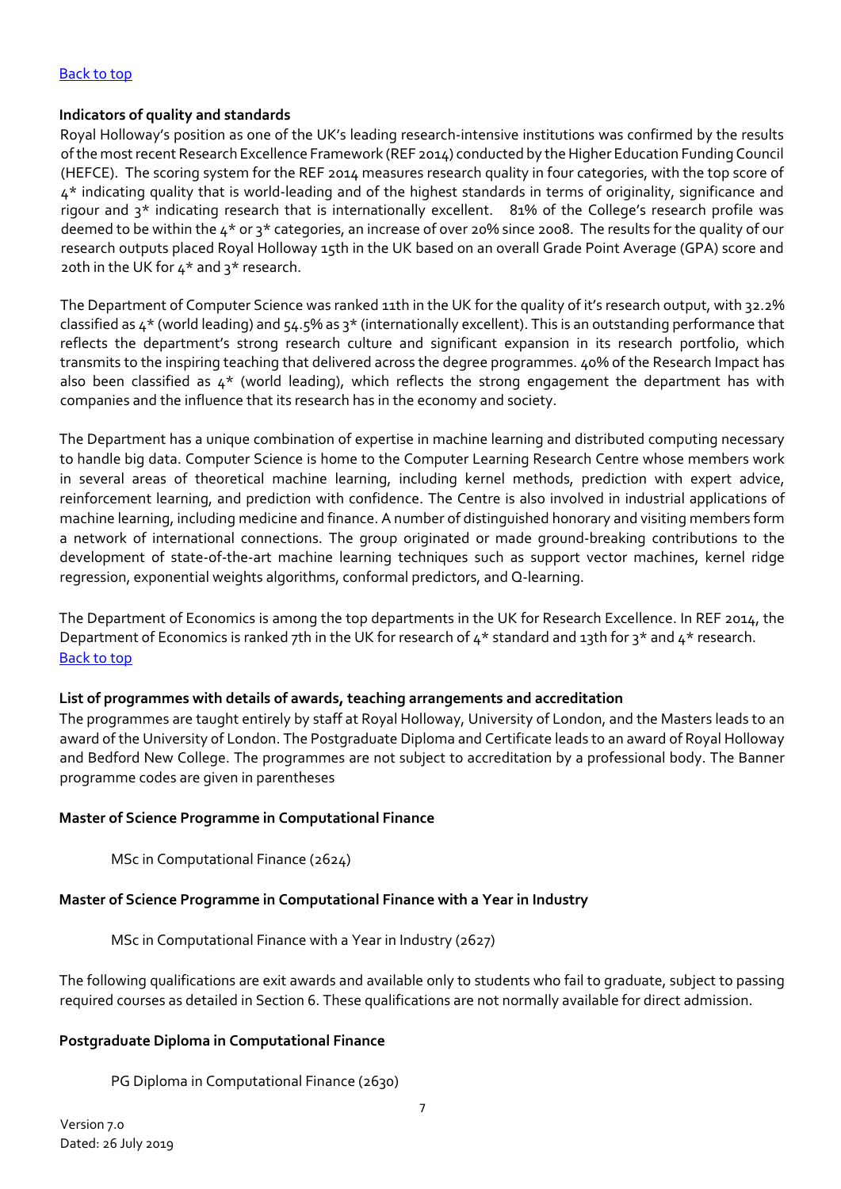[Back to top]

**Indicators of quality and standards**

Royal Holloway's position as one of the UK's leading research-intensive institutions was confirmed by the results of the most recent Research Excellence Framework (REF 2014) conducted by the Higher Education Funding Council (HEFCE). The scoring system for the REF 2014 measures research quality in four categories, with the top score of 4* indicating quality that is world-leading and of the highest standards in terms of originality, significance and rigour and 3* indicating research that is internationally excellent. 81% of the College's research profile was deemed to be within the 4* or 3* categories, an increase of over 20% since 2008. The results for the quality of our research outputs placed Royal Holloway 15th in the UK based on an overall Grade Point Average (GPA) score and 20th in the UK for 4* and 3* research.

The Department of Computer Science was ranked 11th in the UK for the quality of it's research output, with 32.2% classified as 4* (world leading) and 54.5% as 3* (internationally excellent). This is an outstanding performance that reflects the department's strong research culture and significant expansion in its research portfolio, which transmits to the inspiring teaching that delivered across the degree programmes. 40% of the Research Impact has also been classified as 4* (world leading), which reflects the strong engagement the department has with companies and the influence that its research has in the economy and society.

The Department has a unique combination of expertise in machine learning and distributed computing necessary to handle big data. Computer Science is home to the Computer Learning Research Centre whose members work in several areas of theoretical machine learning, including kernel methods, prediction with expert advice, reinforcement learning, and prediction with confidence. The Centre is also involved in industrial applications of machine learning, including medicine and finance. A number of distinguished honorary and visiting members form a network of international connections. The group originated or made ground-breaking contributions to the development of state-of-the-art machine learning techniques such as support vector machines, kernel ridge regression, exponential weights algorithms, conformal predictors, and Q-learning.

The Department of Economics is among the top departments in the UK for Research Excellence. In REF 2014, the Department of Economics is ranked 7th in the UK for research of 4* standard and 13th for 3* and 4* research.
[Back to top]

**List of programmes with details of awards, teaching arrangements and accreditation**

The programmes are taught entirely by staff at Royal Holloway, University of London, and the Masters leads to an award of the University of London. The Postgraduate Diploma and Certificate leads to an award of Royal Holloway and Bedford New College. The programmes are not subject to accreditation by a professional body. The Banner programme codes are given in parentheses

**Master of Science Programme in Computational Finance**

MSc in Computational Finance (2624)

**Master of Science Programme in Computational Finance with a Year in Industry**

MSc in Computational Finance with a Year in Industry (2627)

The following qualifications are exit awards and available only to students who fail to graduate, subject to passing required courses as detailed in Section 6. These qualifications are not normally available for direct admission.

**Postgraduate Diploma in Computational Finance**

PG Diploma in Computational Finance (2630)

Version 7.0
Dated: 26 July 2019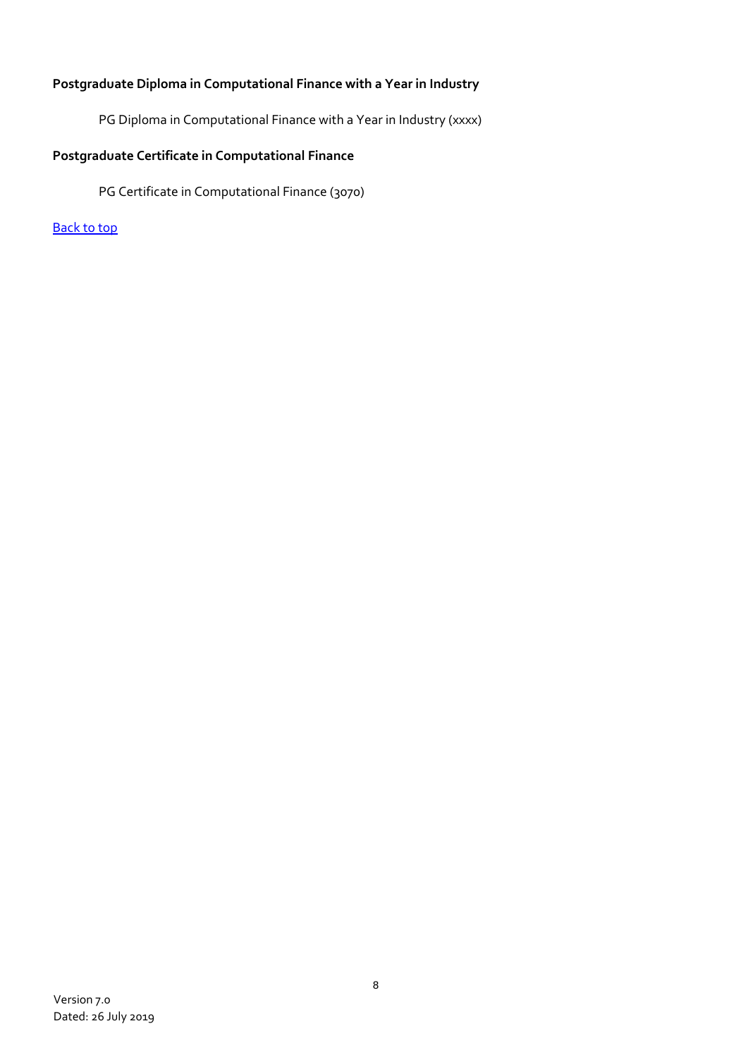**Postgraduate Diploma in Computational Finance with a Year in Industry**

PG Diploma in Computational Finance with a Year in Industry (xxxx)

**Postgraduate Certificate in Computational Finance**

PG Certificate in Computational Finance (3070)

Back to top

Version 7.0
Dated: 26 July 2019